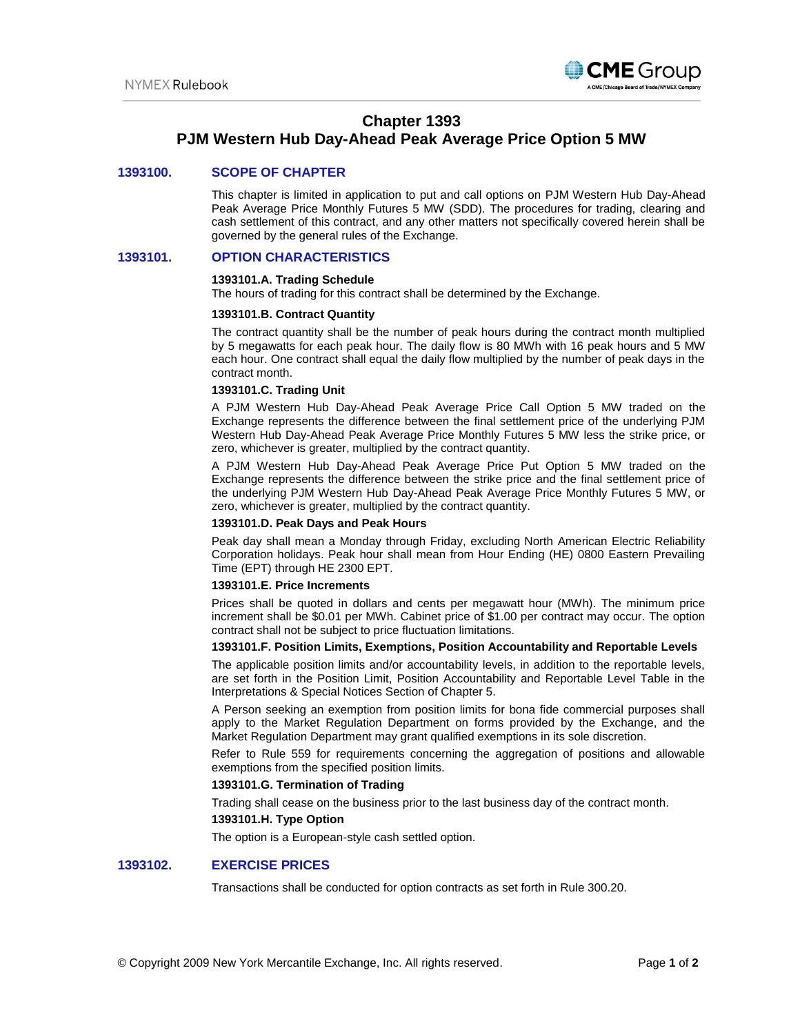# Chapter 1393
# PJM Western Hub Day-Ahead Peak Average Price Option 5 MW

## 1393100. SCOPE OF CHAPTER

This chapter is limited in application to put and call options on PJM Western Hub Day-Ahead Peak Average Price Monthly Futures 5 MW (SDD). The procedures for trading, clearing and cash settlement of this contract, and any other matters not specifically covered herein shall be governed by the general rules of the Exchange.

## 1393101. OPTION CHARACTERISTICS

### 1393101.A. Trading Schedule

The hours of trading for this contract shall be determined by the Exchange.

### 1393101.B. Contract Quantity

The contract quantity shall be the number of peak hours during the contract month multiplied by 5 megawatts for each peak hour. The daily flow is 80 MWh with 16 peak hours and 5 MW each hour. One contract shall equal the daily flow multiplied by the number of peak days in the contract month.

### 1393101.C. Trading Unit

A PJM Western Hub Day-Ahead Peak Average Price Call Option 5 MW traded on the Exchange represents the difference between the final settlement price of the underlying PJM Western Hub Day-Ahead Peak Average Price Monthly Futures 5 MW less the strike price, or zero, whichever is greater, multiplied by the contract quantity.

A PJM Western Hub Day-Ahead Peak Average Price Put Option 5 MW traded on the Exchange represents the difference between the strike price and the final settlement price of the underlying PJM Western Hub Day-Ahead Peak Average Price Monthly Futures 5 MW, or zero, whichever is greater, multiplied by the contract quantity.

### 1393101.D. Peak Days and Peak Hours

Peak day shall mean a Monday through Friday, excluding North American Electric Reliability Corporation holidays. Peak hour shall mean from Hour Ending (HE) 0800 Eastern Prevailing Time (EPT) through HE 2300 EPT.

### 1393101.E. Price Increments

Prices shall be quoted in dollars and cents per megawatt hour (MWh). The minimum price increment shall be $0.01 per MWh. Cabinet price of $1.00 per contract may occur. The option contract shall not be subject to price fluctuation limitations.

### 1393101.F. Position Limits, Exemptions, Position Accountability and Reportable Levels

The applicable position limits and/or accountability levels, in addition to the reportable levels, are set forth in the Position Limit, Position Accountability and Reportable Level Table in the Interpretations & Special Notices Section of Chapter 5.

A Person seeking an exemption from position limits for bona fide commercial purposes shall apply to the Market Regulation Department on forms provided by the Exchange, and the Market Regulation Department may grant qualified exemptions in its sole discretion.

Refer to Rule 559 for requirements concerning the aggregation of positions and allowable exemptions from the specified position limits.

### 1393101.G. Termination of Trading

Trading shall cease on the business prior to the last business day of the contract month.

### 1393101.H. Type Option

The option is a European-style cash settled option.

## 1393102. EXERCISE PRICES

Transactions shall be conducted for option contracts as set forth in Rule 300.20.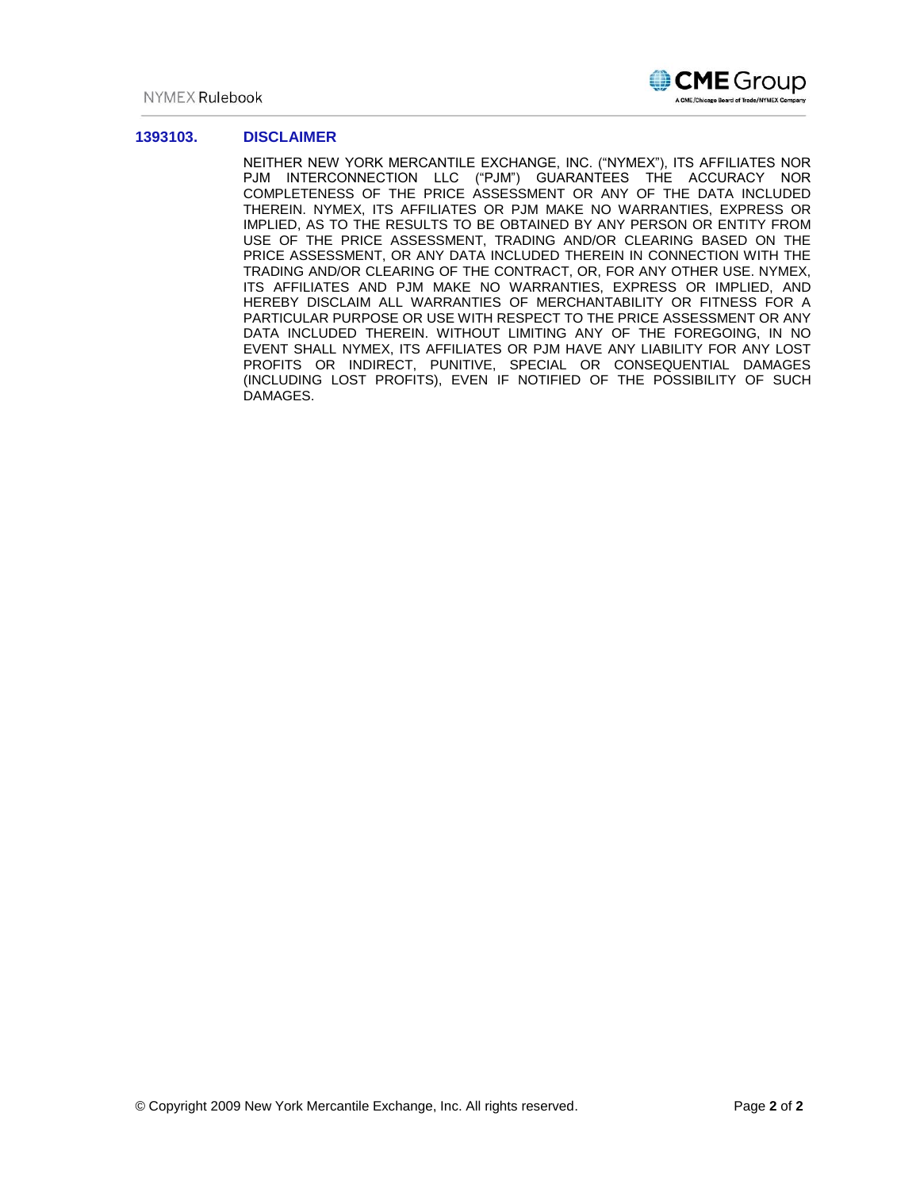## 1393103. DISCLAIMER

NEITHER NEW YORK MERCANTILE EXCHANGE, INC. ("NYMEX"), ITS AFFILIATES NOR PJM INTERCONNECTION LLC ("PJM") GUARANTEES THE ACCURACY NOR COMPLETENESS OF THE PRICE ASSESSMENT OR ANY OF THE DATA INCLUDED THEREIN. NYMEX, ITS AFFILIATES OR PJM MAKE NO WARRANTIES, EXPRESS OR IMPLIED, AS TO THE RESULTS TO BE OBTAINED BY ANY PERSON OR ENTITY FROM USE OF THE PRICE ASSESSMENT, TRADING AND/OR CLEARING BASED ON THE PRICE ASSESSMENT, OR ANY DATA INCLUDED THEREIN IN CONNECTION WITH THE TRADING AND/OR CLEARING OF THE CONTRACT, OR, FOR ANY OTHER USE. NYMEX, ITS AFFILIATES AND PJM MAKE NO WARRANTIES, EXPRESS OR IMPLIED, AND HEREBY DISCLAIM ALL WARRANTIES OF MERCHANTABILITY OR FITNESS FOR A PARTICULAR PURPOSE OR USE WITH RESPECT TO THE PRICE ASSESSMENT OR ANY DATA INCLUDED THEREIN. WITHOUT LIMITING ANY OF THE FOREGOING, IN NO EVENT SHALL NYMEX, ITS AFFILIATES OR PJM HAVE ANY LIABILITY FOR ANY LOST PROFITS OR INDIRECT, PUNITIVE, SPECIAL OR CONSEQUENTIAL DAMAGES (INCLUDING LOST PROFITS), EVEN IF NOTIFIED OF THE POSSIBILITY OF SUCH DAMAGES.